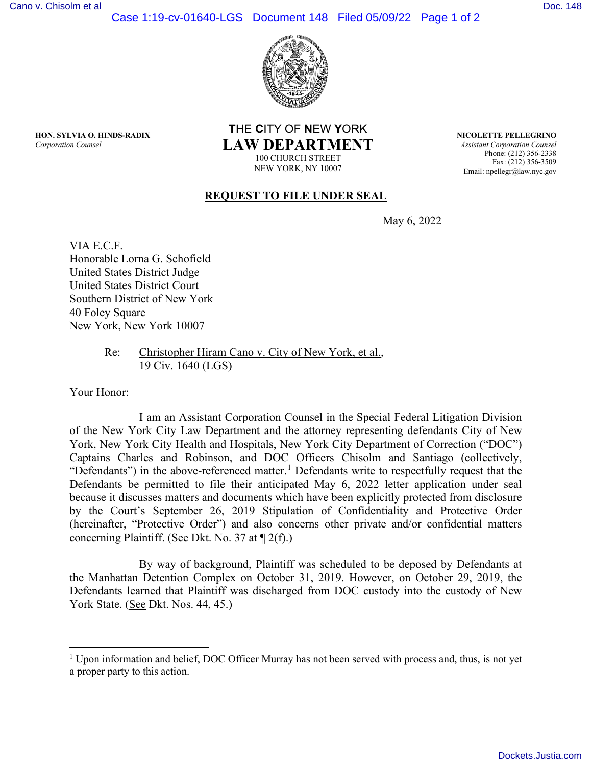**HON. SYLVIA O. HINDS-RADIX**
*Corporation Counsel*

THE CITY OF NEW YORK
**LAW DEPARTMENT**
100 CHURCH STREET
NEW YORK, NY 10007

**NICOLETTE PELLEGRINO**
*Assistant Corporation Counsel*
Phone: (212) 356-2338
Fax: (212) 356-3509
Email: npellegr@law.nyc.gov

**REQUEST TO FILE UNDER SEAL**

May 6, 2022

VIA E.C.F.
Honorable Lorna G. Schofield
United States District Judge
United States District Court
Southern District of New York
40 Foley Square
New York, New York 10007

Re: Christopher Hiram Cano v. City of New York, et al.,
19 Civ. 1640 (LGS)

Your Honor:

I am an Assistant Corporation Counsel in the Special Federal Litigation Division of the New York City Law Department and the attorney representing defendants City of New York, New York City Health and Hospitals, New York City Department of Correction ("DOC") Captains Charles and Robinson, and DOC Officers Chisolm and Santiago (collectively, "Defendants") in the above-referenced matter.[1] Defendants write to respectfully request that the Defendants be permitted to file their anticipated May 6, 2022 letter application under seal because it discusses matters and documents which have been explicitly protected from disclosure by the Court's September 26, 2019 Stipulation of Confidentiality and Protective Order (hereinafter, "Protective Order") and also concerns other private and/or confidential matters concerning Plaintiff. (See Dkt. No. 37 at ¶ 2(f).)

By way of background, Plaintiff was scheduled to be deposed by Defendants at the Manhattan Detention Complex on October 31, 2019. However, on October 29, 2019, the Defendants learned that Plaintiff was discharged from DOC custody into the custody of New York State. (See Dkt. Nos. 44, 45.)

[1] Upon information and belief, DOC Officer Murray has not been served with process and, thus, is not yet a proper party to this action.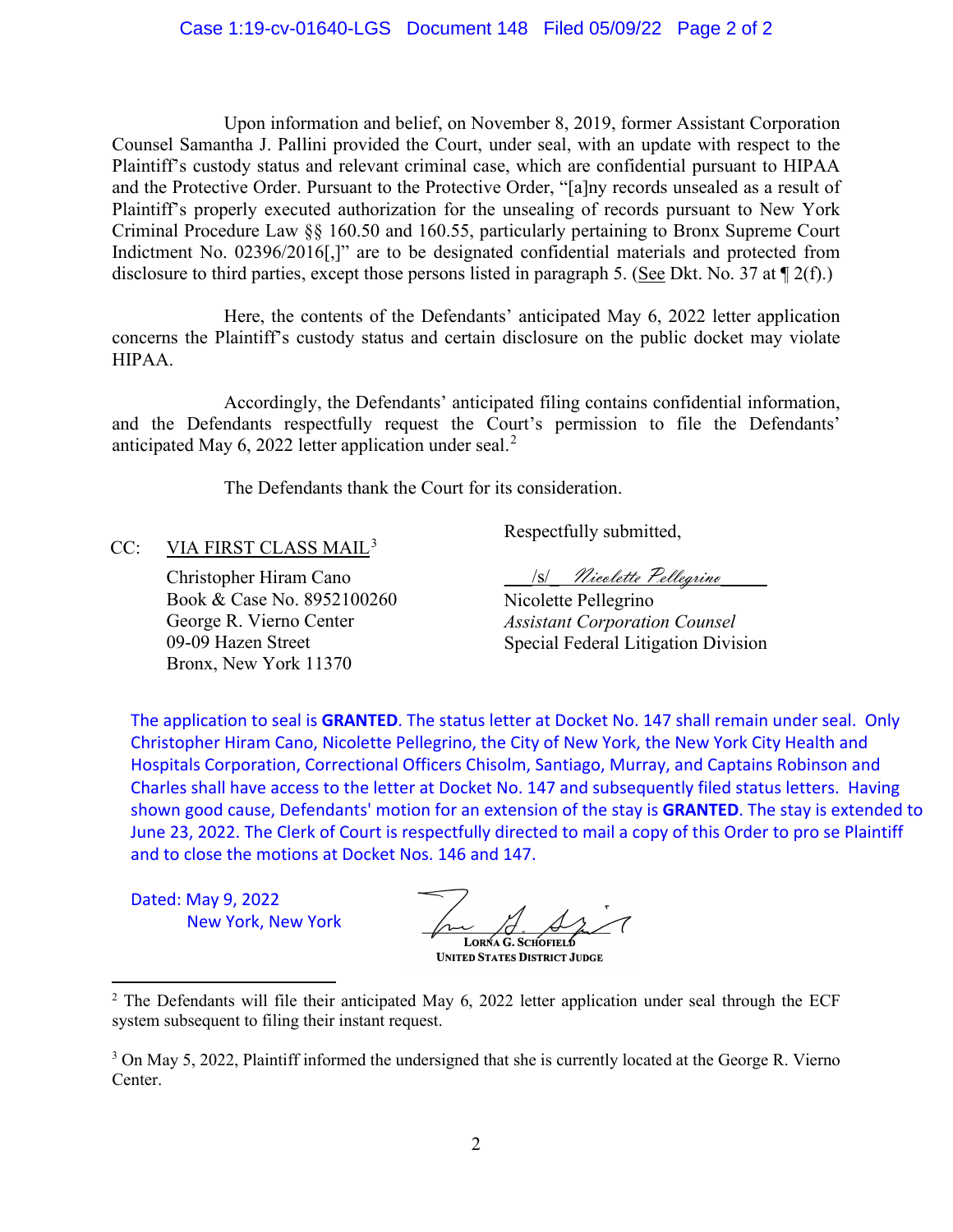Upon information and belief, on November 8, 2019, former Assistant Corporation Counsel Samantha J. Pallini provided the Court, under seal, with an update with respect to the Plaintiff's custody status and relevant criminal case, which are confidential pursuant to HIPAA and the Protective Order. Pursuant to the Protective Order, "[a]ny records unsealed as a result of Plaintiff's properly executed authorization for the unsealing of records pursuant to New York Criminal Procedure Law §§ 160.50 and 160.55, particularly pertaining to Bronx Supreme Court Indictment No. 02396/2016[,]" are to be designated confidential materials and protected from disclosure to third parties, except those persons listed in paragraph 5. (See Dkt. No. 37 at ¶ 2(f).)

Here, the contents of the Defendants' anticipated May 6, 2022 letter application concerns the Plaintiff's custody status and certain disclosure on the public docket may violate HIPAA.

Accordingly, the Defendants' anticipated filing contains confidential information, and the Defendants respectfully request the Court's permission to file the Defendants' anticipated May 6, 2022 letter application under seal.[2]

The Defendants thank the Court for its consideration.

Respectfully submitted,

/s/ *Nicolette Pellegrino*

Nicolette Pellegrino
*Assistant Corporation Counsel*
Special Federal Litigation Division

CC: VIA FIRST CLASS MAIL[3]

Christopher Hiram Cano
Book & Case No. 8952100260
George R. Vierno Center
09-09 Hazen Street
Bronx, New York 11370

The application to seal is **GRANTED**. The status letter at Docket No. 147 shall remain under seal. Only Christopher Hiram Cano, Nicolette Pellegrino, the City of New York, the New York City Health and Hospitals Corporation, Correctional Officers Chisolm, Santiago, Murray, and Captains Robinson and Charles shall have access to the letter at Docket No. 147 and subsequently filed status letters. Having shown good cause, Defendants' motion for an extension of the stay is **GRANTED**. The stay is extended to June 23, 2022. The Clerk of Court is respectfully directed to mail a copy of this Order to pro se Plaintiff and to close the motions at Docket Nos. 146 and 147.

Dated: May 9, 2022
New York, New York

LORNA G. SCHOFIELD
UNITED STATES DISTRICT JUDGE

---

[2] The Defendants will file their anticipated May 6, 2022 letter application under seal through the ECF system subsequent to filing their instant request.

[3] On May 5, 2022, Plaintiff informed the undersigned that she is currently located at the George R. Vierno Center.